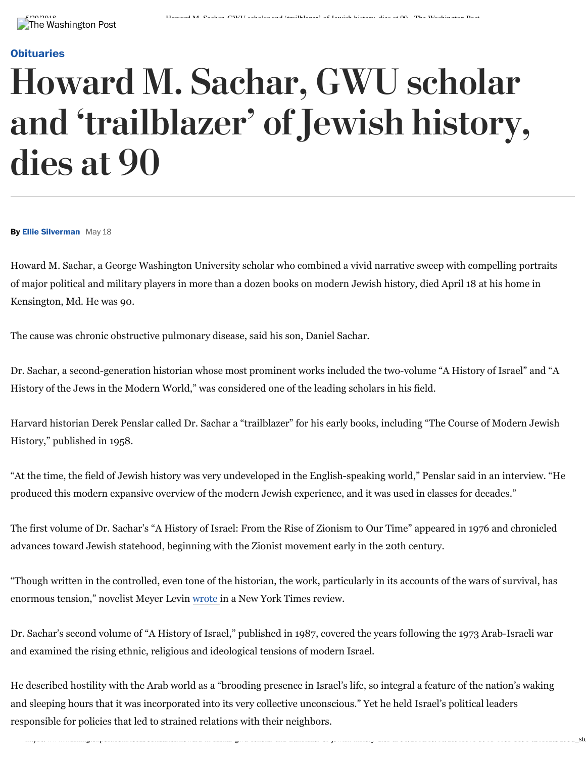**Obituaries**

# Howard M. Sachar, GWU scholar and 'trailblazer' of Jewish history, dies at 90

**By Ellie Silverman** May 18

Howard M. Sachar, a George Washington University scholar who combined a vivid narrative sweep with compelling portraits of major political and military players in more than a dozen books on modern Jewish history, died April 18 at his home in Kensington, Md. He was 90.

The cause was chronic obstructive pulmonary disease, said his son, Daniel Sachar.

Dr. Sachar, a second-generation historian whose most prominent works included the two-volume "A History of Israel" and "A History of the Jews in the Modern World," was considered one of the leading scholars in his field.

Harvard historian Derek Penslar called Dr. Sachar a "trailblazer" for his early books, including "The Course of Modern Jewish History," published in 1958.

"At the time, the field of Jewish history was very undeveloped in the English-speaking world," Penslar said in an interview. "He produced this modern expansive overview of the modern Jewish experience, and it was used in classes for decades."

The first volume of Dr. Sachar's "A History of Israel: From the Rise of Zionism to Our Time" appeared in 1976 and chronicled advances toward Jewish statehood, beginning with the Zionist movement early in the 20th century.

"Though written in the controlled, even tone of the historian, the work, particularly in its accounts of the wars of survival, has enormous tension," novelist Meyer Levin wrote in a New York Times review.

Dr. Sachar's second volume of "A History of Israel," published in 1987, covered the years following the 1973 Arab-Israeli war and examined the rising ethnic, religious and ideological tensions of modern Israel.

He described hostility with the Arab world as a "brooding presence in Israel's life, so integral a feature of the nation's waking and sleeping hours that it was incorporated into its very collective unconscious." Yet he held Israel's political leaders responsible for policies that led to strained relations with their neighbors.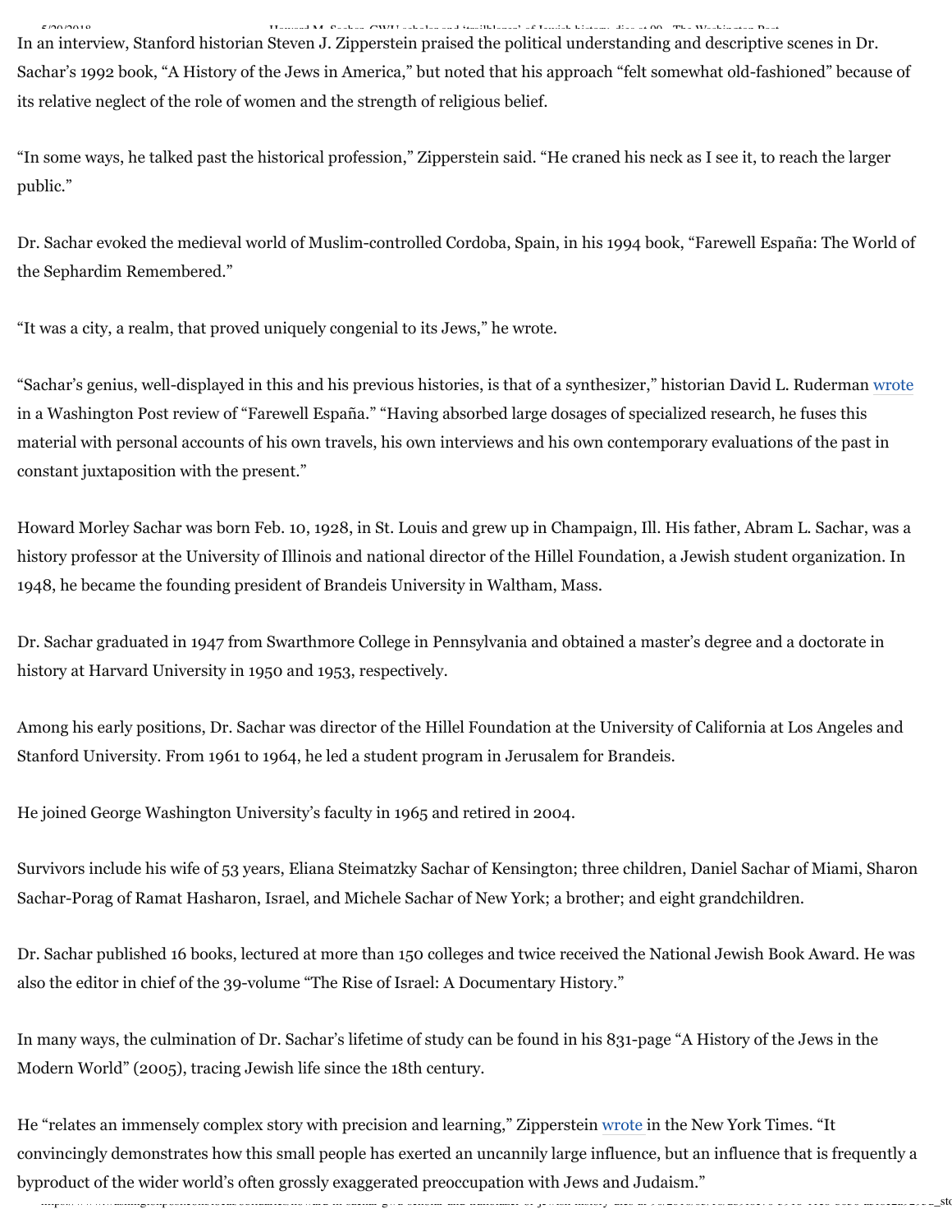In an interview, Stanford historian Steven J. Zipperstein praised the political understanding and descriptive scenes in Dr. Sachar's 1992 book, "A History of the Jews in America," but noted that his approach "felt somewhat old-fashioned" because of its relative neglect of the role of women and the strength of religious belief.

"In some ways, he talked past the historical profession," Zipperstein said. "He craned his neck as I see it, to reach the larger public."

Dr. Sachar evoked the medieval world of Muslim-controlled Cordoba, Spain, in his 1994 book, "Farewell España: The World of the Sephardim Remembered."

"It was a city, a realm, that proved uniquely congenial to its Jews," he wrote.

"Sachar's genius, well-displayed in this and his previous histories, is that of a synthesizer," historian David L. Ruderman wrote in a Washington Post review of "Farewell España." "Having absorbed large dosages of specialized research, he fuses this material with personal accounts of his own travels, his own interviews and his own contemporary evaluations of the past in constant juxtaposition with the present."

Howard Morley Sachar was born Feb. 10, 1928, in St. Louis and grew up in Champaign, Ill. His father, Abram L. Sachar, was a history professor at the University of Illinois and national director of the Hillel Foundation, a Jewish student organization. In 1948, he became the founding president of Brandeis University in Waltham, Mass.

Dr. Sachar graduated in 1947 from Swarthmore College in Pennsylvania and obtained a master's degree and a doctorate in history at Harvard University in 1950 and 1953, respectively.

Among his early positions, Dr. Sachar was director of the Hillel Foundation at the University of California at Los Angeles and Stanford University. From 1961 to 1964, he led a student program in Jerusalem for Brandeis.

He joined George Washington University's faculty in 1965 and retired in 2004.

Survivors include his wife of 53 years, Eliana Steimatzky Sachar of Kensington; three children, Daniel Sachar of Miami, Sharon Sachar-Porag of Ramat Hasharon, Israel, and Michele Sachar of New York; a brother; and eight grandchildren.

Dr. Sachar published 16 books, lectured at more than 150 colleges and twice received the National Jewish Book Award. He was also the editor in chief of the 39-volume "The Rise of Israel: A Documentary History."

In many ways, the culmination of Dr. Sachar's lifetime of study can be found in his 831-page "A History of the Jews in the Modern World" (2005), tracing Jewish life since the 18th century.

He "relates an immensely complex story with precision and learning," Zipperstein wrote in the New York Times. "It convincingly demonstrates how this small people has exerted an uncannily large influence, but an influence that is frequently a byproduct of the wider world's often grossly exaggerated preoccupation with Jews and Judaism."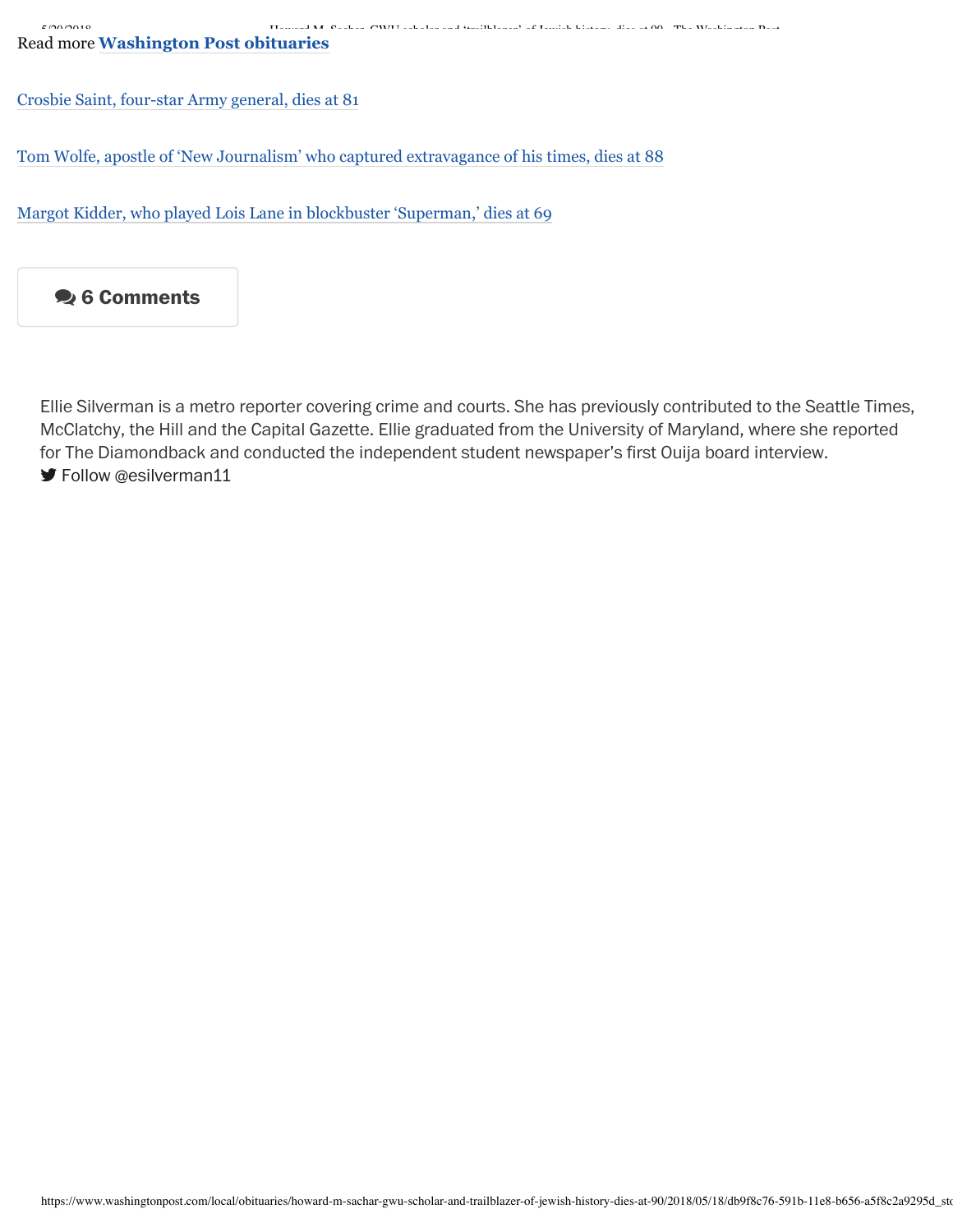Read more **Washington Post obituaries**

Crosbie Saint, four-star Army general, dies at 81

Tom Wolfe, apostle of 'New Journalism' who captured extravagance of his times, dies at 88

Margot Kidder, who played Lois Lane in blockbuster 'Superman,' dies at 69

**6 Comments**

Ellie Silverman is a metro reporter covering crime and courts. She has previously contributed to the Seattle Times, McClatchy, the Hill and the Capital Gazette. Ellie graduated from the University of Maryland, where she reported for The Diamondback and conducted the independent student newspaper's first Ouija board interview.

Follow @esilverman11